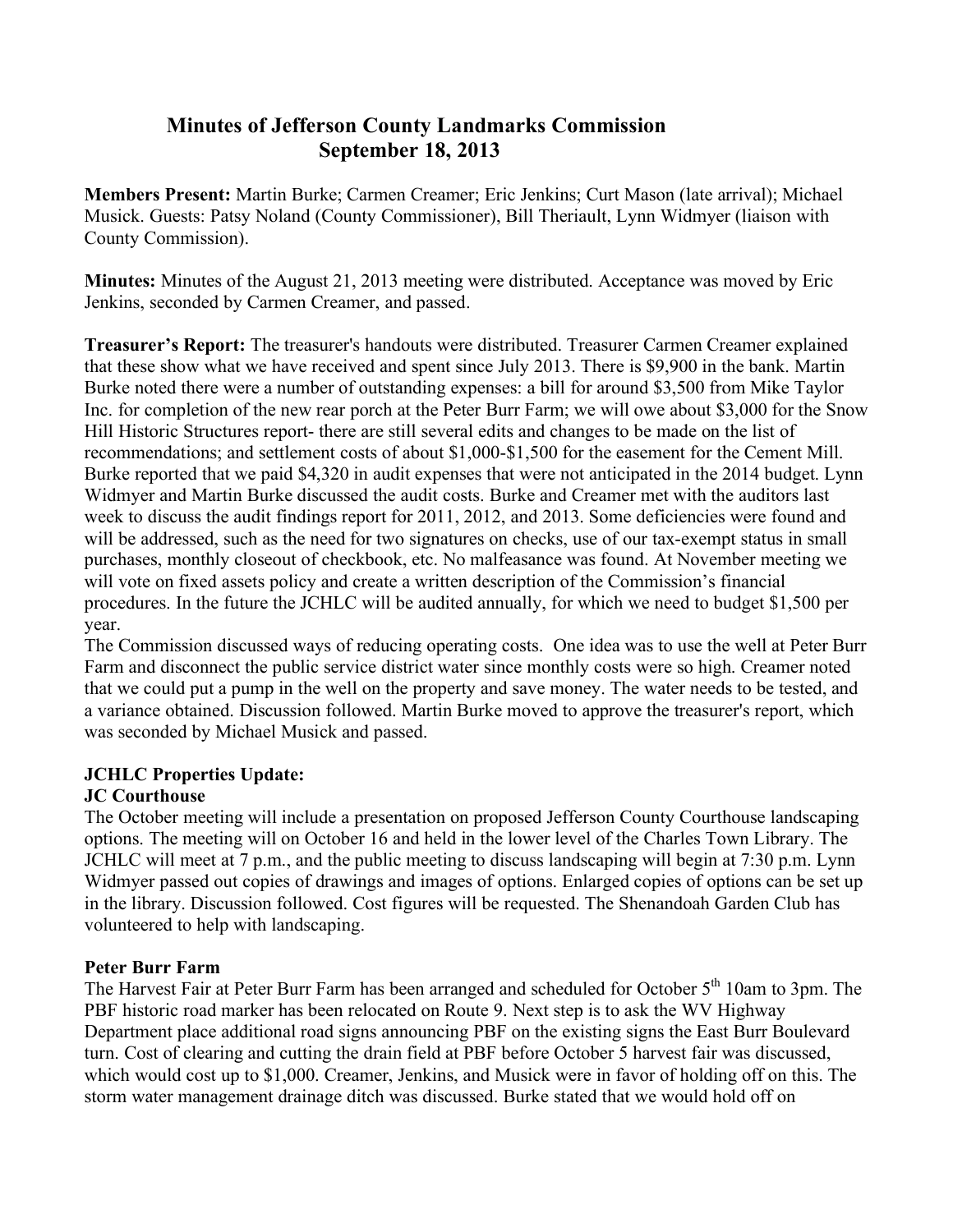# Minutes of Jefferson County Landmarks Commission
## September 18, 2013

**Members Present:** Martin Burke; Carmen Creamer; Eric Jenkins; Curt Mason (late arrival); Michael Musick. Guests: Patsy Noland (County Commissioner), Bill Theriault, Lynn Widmyer (liaison with County Commission).

**Minutes:** Minutes of the August 21, 2013 meeting were distributed. Acceptance was moved by Eric Jenkins, seconded by Carmen Creamer, and passed.

**Treasurer's Report:** The treasurer's handouts were distributed. Treasurer Carmen Creamer explained that these show what we have received and spent since July 2013. There is $9,900 in the bank. Martin Burke noted there were a number of outstanding expenses: a bill for around $3,500 from Mike Taylor Inc. for completion of the new rear porch at the Peter Burr Farm; we will owe about $3,000 for the Snow Hill Historic Structures report- there are still several edits and changes to be made on the list of recommendations; and settlement costs of about $1,000-$1,500 for the easement for the Cement Mill. Burke reported that we paid $4,320 in audit expenses that were not anticipated in the 2014 budget. Lynn Widmyer and Martin Burke discussed the audit costs. Burke and Creamer met with the auditors last week to discuss the audit findings report for 2011, 2012, and 2013. Some deficiencies were found and will be addressed, such as the need for two signatures on checks, use of our tax-exempt status in small purchases, monthly closeout of checkbook, etc. No malfeasance was found. At November meeting we will vote on fixed assets policy and create a written description of the Commission's financial procedures. In the future the JCHLC will be audited annually, for which we need to budget $1,500 per year.

The Commission discussed ways of reducing operating costs. One idea was to use the well at Peter Burr Farm and disconnect the public service district water since monthly costs were so high. Creamer noted that we could put a pump in the well on the property and save money. The water needs to be tested, and a variance obtained. Discussion followed. Martin Burke moved to approve the treasurer's report, which was seconded by Michael Musick and passed.

**JCHLC Properties Update:**

**JC Courthouse**

The October meeting will include a presentation on proposed Jefferson County Courthouse landscaping options. The meeting will on October 16 and held in the lower level of the Charles Town Library. The JCHLC will meet at 7 p.m., and the public meeting to discuss landscaping will begin at 7:30 p.m. Lynn Widmyer passed out copies of drawings and images of options. Enlarged copies of options can be set up in the library. Discussion followed. Cost figures will be requested. The Shenandoah Garden Club has volunteered to help with landscaping.

**Peter Burr Farm**

The Harvest Fair at Peter Burr Farm has been arranged and scheduled for October 5th 10am to 3pm. The PBF historic road marker has been relocated on Route 9. Next step is to ask the WV Highway Department place additional road signs announcing PBF on the existing signs the East Burr Boulevard turn. Cost of clearing and cutting the drain field at PBF before October 5 harvest fair was discussed, which would cost up to $1,000. Creamer, Jenkins, and Musick were in favor of holding off on this. The storm water management drainage ditch was discussed. Burke stated that we would hold off on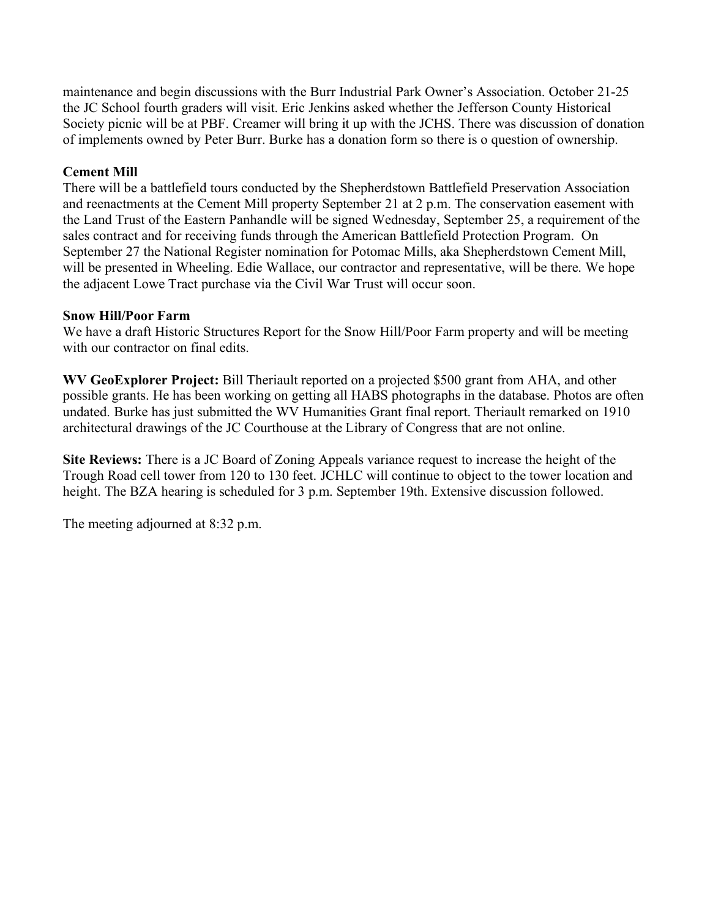maintenance and begin discussions with the Burr Industrial Park Owner's Association. October 21-25 the JC School fourth graders will visit. Eric Jenkins asked whether the Jefferson County Historical Society picnic will be at PBF. Creamer will bring it up with the JCHS. There was discussion of donation of implements owned by Peter Burr. Burke has a donation form so there is o question of ownership.

**Cement Mill**

There will be a battlefield tours conducted by the Shepherdstown Battlefield Preservation Association and reenactments at the Cement Mill property September 21 at 2 p.m. The conservation easement with the Land Trust of the Eastern Panhandle will be signed Wednesday, September 25, a requirement of the sales contract and for receiving funds through the American Battlefield Protection Program. On September 27 the National Register nomination for Potomac Mills, aka Shepherdstown Cement Mill, will be presented in Wheeling. Edie Wallace, our contractor and representative, will be there. We hope the adjacent Lowe Tract purchase via the Civil War Trust will occur soon.

**Snow Hill/Poor Farm**

We have a draft Historic Structures Report for the Snow Hill/Poor Farm property and will be meeting with our contractor on final edits.

**WV GeoExplorer Project:** Bill Theriault reported on a projected $500 grant from AHA, and other possible grants. He has been working on getting all HABS photographs in the database. Photos are often undated. Burke has just submitted the WV Humanities Grant final report. Theriault remarked on 1910 architectural drawings of the JC Courthouse at the Library of Congress that are not online.

**Site Reviews:** There is a JC Board of Zoning Appeals variance request to increase the height of the Trough Road cell tower from 120 to 130 feet. JCHLC will continue to object to the tower location and height. The BZA hearing is scheduled for 3 p.m. September 19th. Extensive discussion followed.

The meeting adjourned at 8:32 p.m.